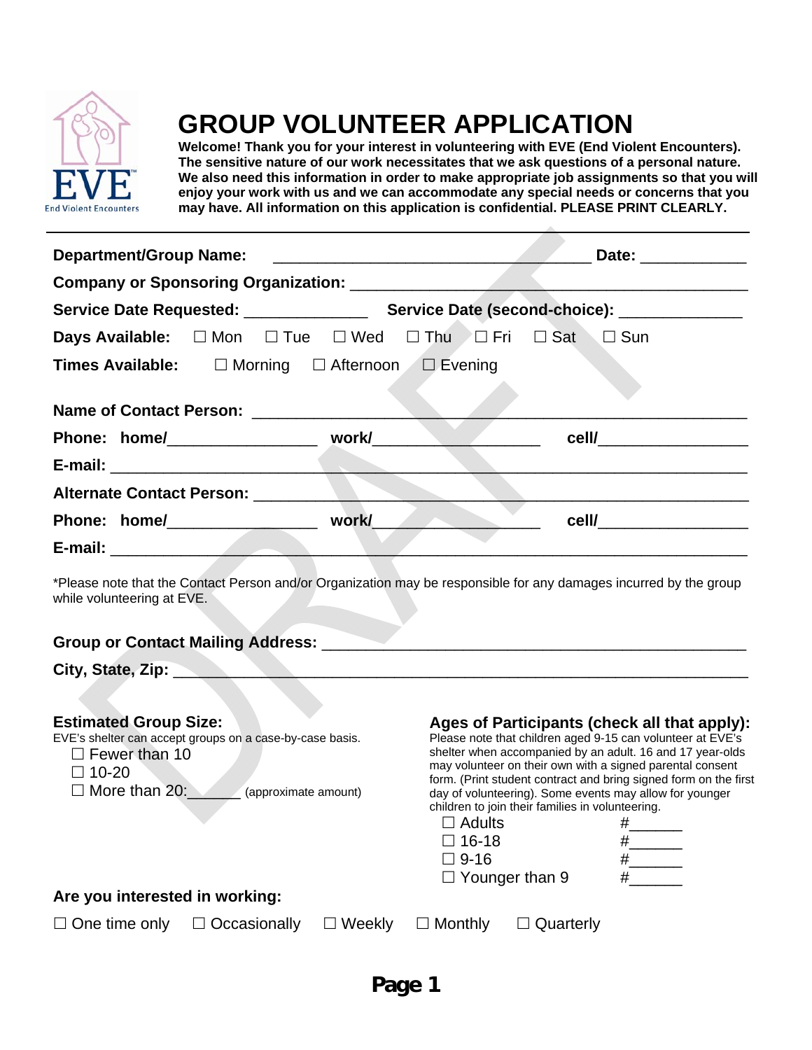# GROUP VOLUNTEER APPLICATION

**Welcome! Thank you for your interest in volunteering with EVE (End Violent Encounters). The sensitive nature of our work necessitates that we ask questions of a personal nature. We also need this information in order to make appropriate job assignments so that you will enjoy your work with us and we can accommodate any special needs or concerns that you may have. All information on this application is confidential. PLEASE PRINT CLEARLY.**

---

**Department/Group Name:** ___________________________________ **Date:** ____________

**Company or Sponsoring Organization:** ___________________________________________

**Service Date Requested:** ______________ **Service Date (second-choice):** ______________

**Days Available:** ☐ Mon ☐ Tue ☐ Wed ☐ Thu ☐ Fri ☐ Sat ☐ Sun

**Times Available:** ☐ Morning ☐ Afternoon ☐ Evening

**Name of Contact Person:** _______________________________________________________

**Phone: home/**________________ **work/**___________________ **cell/**_________________

**E-mail:** _____________________________________________________________________

**Alternate Contact Person:** ______________________________________________________

**Phone: home/**________________ **work/**___________________ **cell/**_________________

**E-mail:** _____________________________________________________________________

*Please note that the Contact Person and/or Organization may be responsible for any damages incurred by the group while volunteering at EVE.

**Group or Contact Mailing Address:** _______________________________________________

**City, State, Zip:** _________________________________________________________________

### Estimated Group Size:

EVE's shelter can accept groups on a case-by-case basis.

- ☐ Fewer than 10
- ☐ 10-20
- ☐ More than 20:______ (approximate amount)

### Ages of Participants (check all that apply):

Please note that children aged 9-15 can volunteer at EVE's shelter when accompanied by an adult. 16 and 17 year-olds may volunteer on their own with a signed parental consent form. (Print student contract and bring signed form on the first day of volunteering). Some events may allow for younger children to join their families in volunteering.

- ☐ Adults #______
- ☐ 16-18 #______
- ☐ 9-16 #______
- ☐ Younger than 9 #______

**Are you interested in working:**

☐ One time only ☐ Occasionally ☐ Weekly ☐ Monthly ☐ Quarterly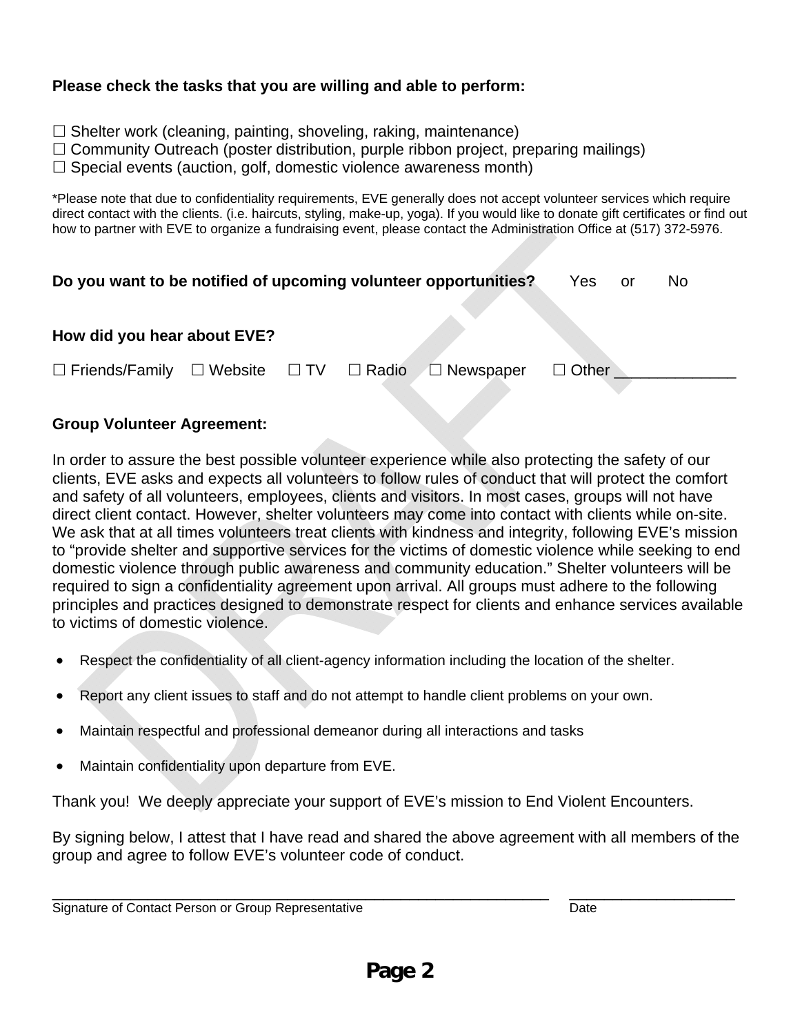**Please check the tasks that you are willing and able to perform:**

☐ Shelter work (cleaning, painting, shoveling, raking, maintenance)
☐ Community Outreach (poster distribution, purple ribbon project, preparing mailings)
☐ Special events (auction, golf, domestic violence awareness month)

*Please note that due to confidentiality requirements, EVE generally does not accept volunteer services which require direct contact with the clients. (i.e. haircuts, styling, make-up, yoga). If you would like to donate gift certificates or find out how to partner with EVE to organize a fundraising event, please contact the Administration Office at (517) 372-5976.

**Do you want to be notified of upcoming volunteer opportunities?** Yes or No

**How did you hear about EVE?**

☐ Friends/Family ☐ Website ☐ TV ☐ Radio ☐ Newspaper ☐ Other ______________

**Group Volunteer Agreement:**

In order to assure the best possible volunteer experience while also protecting the safety of our clients, EVE asks and expects all volunteers to follow rules of conduct that will protect the comfort and safety of all volunteers, employees, clients and visitors. In most cases, groups will not have direct client contact. However, shelter volunteers may come into contact with clients while on-site. We ask that at all times volunteers treat clients with kindness and integrity, following EVE's mission to "provide shelter and supportive services for the victims of domestic violence while seeking to end domestic violence through public awareness and community education." Shelter volunteers will be required to sign a confidentiality agreement upon arrival. All groups must adhere to the following principles and practices designed to demonstrate respect for clients and enhance services available to victims of domestic violence.

- Respect the confidentiality of all client-agency information including the location of the shelter.
- Report any client issues to staff and do not attempt to handle client problems on your own.
- Maintain respectful and professional demeanor during all interactions and tasks
- Maintain confidentiality upon departure from EVE.

Thank you! We deeply appreciate your support of EVE's mission to End Violent Encounters.

By signing below, I attest that I have read and shared the above agreement with all members of the group and agree to follow EVE's volunteer code of conduct.

_________________________________________________________________ ____________________
Signature of Contact Person or Group Representative Date